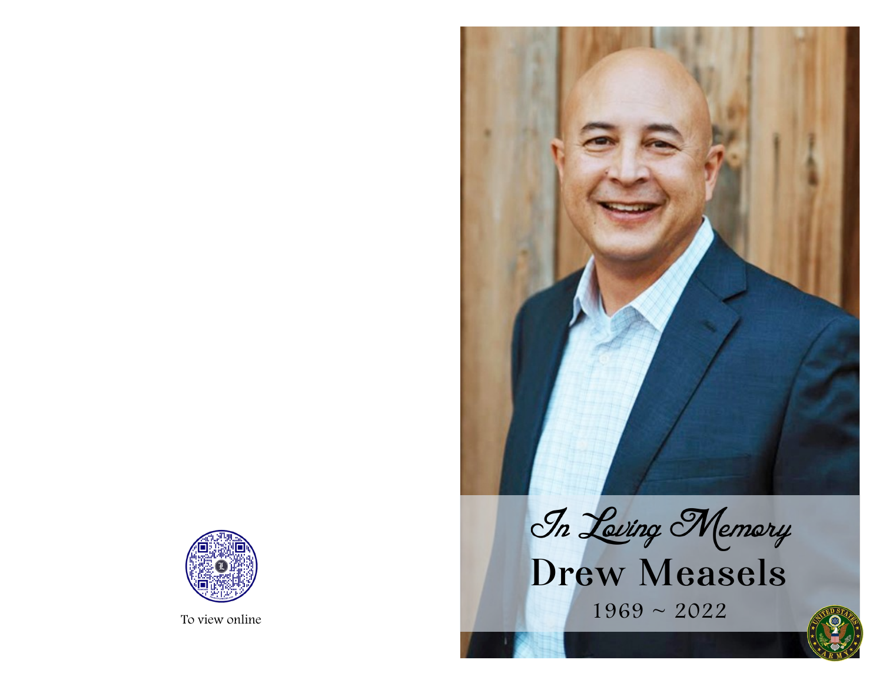To view online

*In Loving Memory*

# Drew Measels

1969 ~ 2022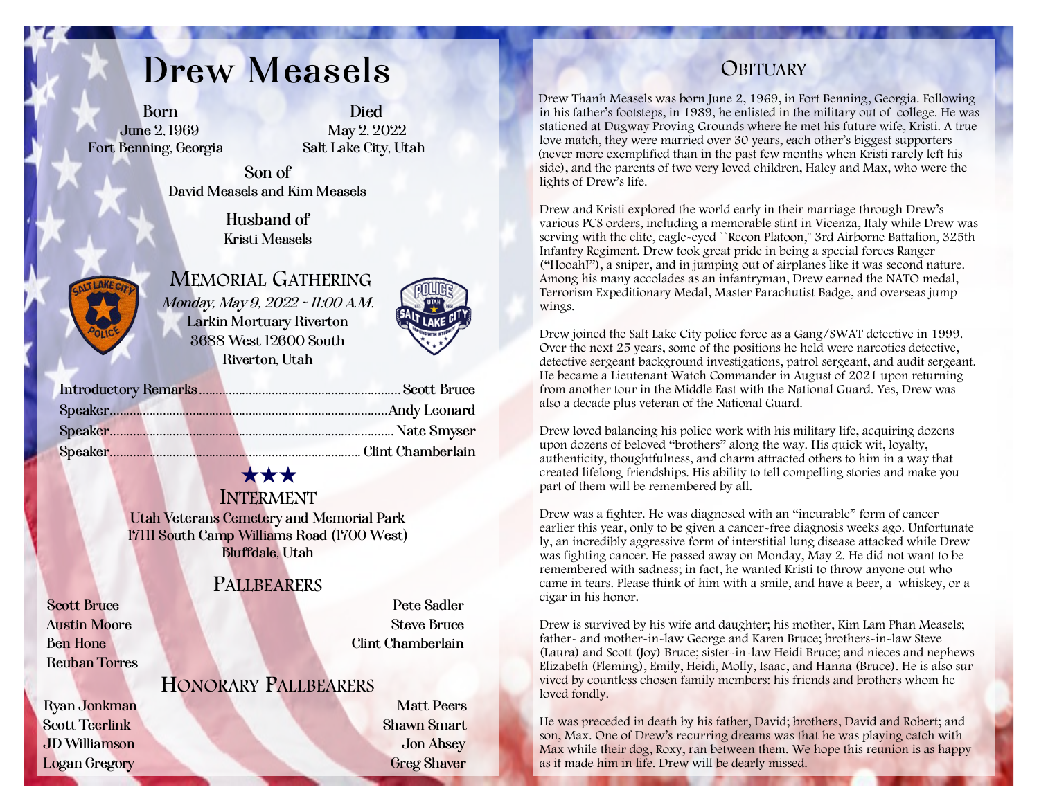# Drew Measels

**Born**
June 2, 1969
Fort Benning, Georgia

**Died**
May 2, 2022
Salt Lake City, Utah

**Son of**
David Measels and Kim Measels

**Husband of**
Kristi Measels

## Memorial Gathering

*Monday, May 9, 2022 ~ 11:00 A.M.*
Larkin Mortuary Riverton
3688 West 12600 South
Riverton, Utah

Introductory Remarks............................................................. Scott Bruce
Speaker.....................................................................................Andy Leonard
Speaker...................................................................................... Nate Smyser
Speaker........................................................................... Clint Chamberlain

★★★

## Interment

Utah Veterans Cemetery and Memorial Park
17111 South Camp Williams Road (1700 West)
Bluffdale, Utah

## Pallbearers

Scott Bruce
Austin Moore
Ben Hone
Reuban Torres
Pete Sadler
Steve Bruce
Clint Chamberlain

## Honorary Pallbearers

Ryan Jonkman
Scott Teerlink
JD Williamson
Logan Gregory
Matt Peers
Shawn Smart
Jon Absey
Greg Shaver

## Obituary

Drew Thanh Measels was born June 2, 1969, in Fort Benning, Georgia. Following in his father's footsteps, in 1989, he enlisted in the military out of college. He was stationed at Dugway Proving Grounds where he met his future wife, Kristi. A true love match, they were married over 30 years, each other's biggest supporters (never more exemplified than in the past few months when Kristi rarely left his side), and the parents of two very loved children, Haley and Max, who were the lights of Drew's life.

Drew and Kristi explored the world early in their marriage through Drew's various PCS orders, including a memorable stint in Vicenza, Italy while Drew was serving with the elite, eagle-eyed ``Recon Platoon," 3rd Airborne Battalion, 325th Infantry Regiment. Drew took great pride in being a special forces Ranger ("Hooah!"), a sniper, and in jumping out of airplanes like it was second nature. Among his many accolades as an infantryman, Drew earned the NATO medal, Terrorism Expeditionary Medal, Master Parachutist Badge, and overseas jump wings.

Drew joined the Salt Lake City police force as a Gang/SWAT detective in 1999. Over the next 25 years, some of the positions he held were narcotics detective, detective sergeant background investigations, patrol sergeant, and audit sergeant. He became a Lieutenant Watch Commander in August of 2021 upon returning from another tour in the Middle East with the National Guard. Yes, Drew was also a decade plus veteran of the National Guard.

Drew loved balancing his police work with his military life, acquiring dozens upon dozens of beloved "brothers" along the way. His quick wit, loyalty, authenticity, thoughtfulness, and charm attracted others to him in a way that created lifelong friendships. His ability to tell compelling stories and make you part of them will be remembered by all.

Drew was a fighter. He was diagnosed with an "incurable" form of cancer earlier this year, only to be given a cancer-free diagnosis weeks ago. Unfortunately, an incredibly aggressive form of interstitial lung disease attacked while Drew was fighting cancer. He passed away on Monday, May 2. He did not want to be remembered with sadness; in fact, he wanted Kristi to throw anyone out who came in tears. Please think of him with a smile, and have a beer, a whiskey, or a cigar in his honor.

Drew is survived by his wife and daughter; his mother, Kim Lam Phan Measels; father- and mother-in-law George and Karen Bruce; brothers-in-law Steve (Laura) and Scott (Joy) Bruce; sister-in-law Heidi Bruce; and nieces and nephews Elizabeth (Fleming), Emily, Heidi, Molly, Isaac, and Hanna (Bruce). He is also survived by countless chosen family members: his friends and brothers whom he loved fondly.

He was preceded in death by his father, David; brothers, David and Robert; and son, Max. One of Drew's recurring dreams was that he was playing catch with Max while their dog, Roxy, ran between them. We hope this reunion is as happy as it made him in life. Drew will be dearly missed.